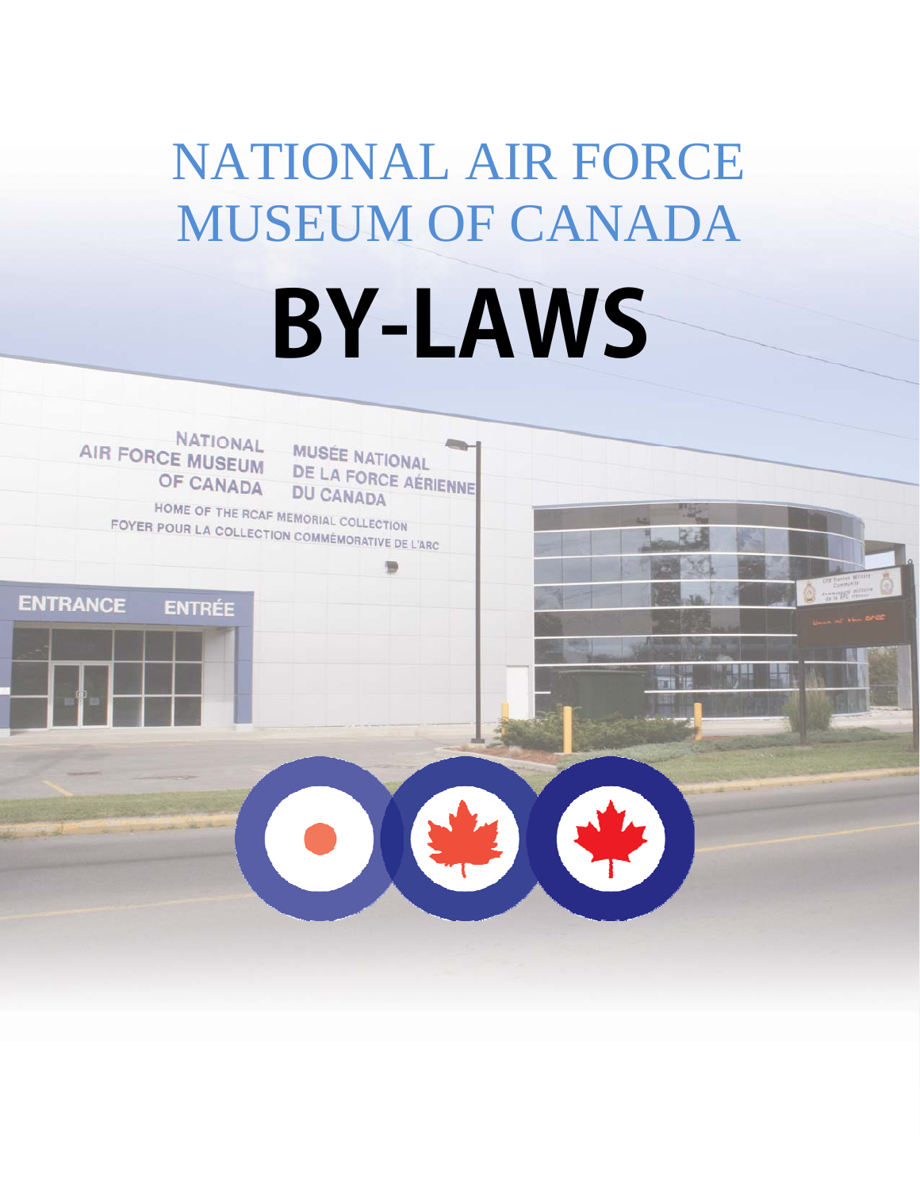# NATIONAL AIR FORCE MUSEUM OF CANADA

# BY-LAWS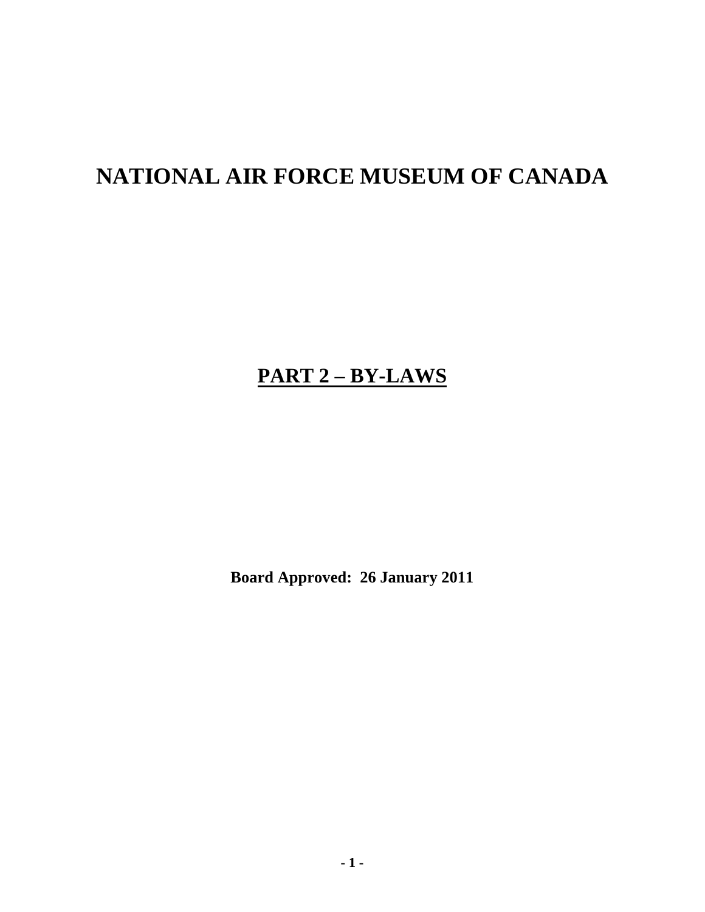# NATIONAL AIR FORCE MUSEUM OF CANADA

## PART 2 – BY-LAWS

**Board Approved: 26 January 2011**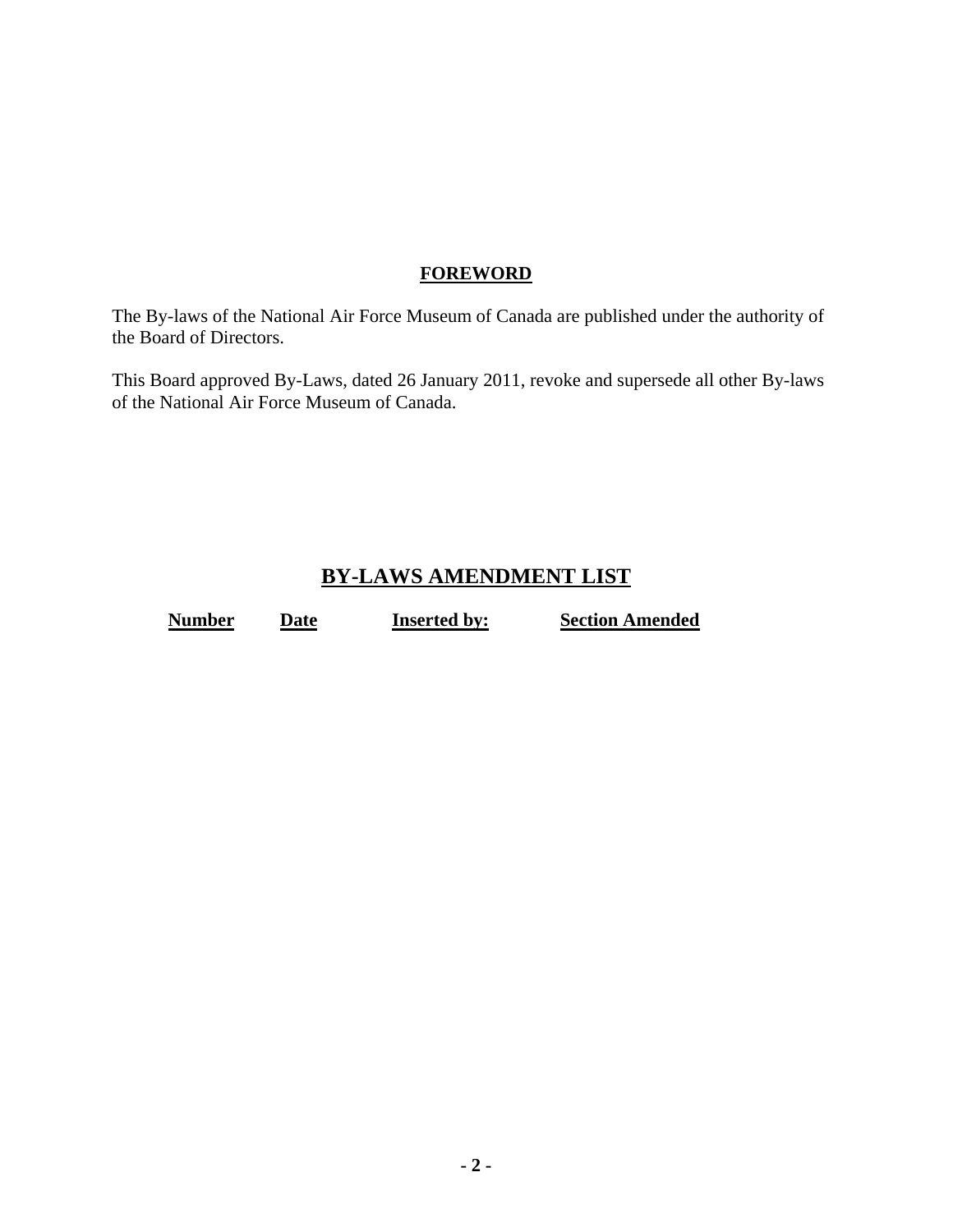## FOREWORD

The By-laws of the National Air Force Museum of Canada are published under the authority of the Board of Directors.

This Board approved By-Laws, dated 26 January 2011, revoke and supersede all other By-laws of the National Air Force Museum of Canada.

## BY-LAWS AMENDMENT LIST

| Number | Date | Inserted by: | Section Amended |
|---|---|---|---|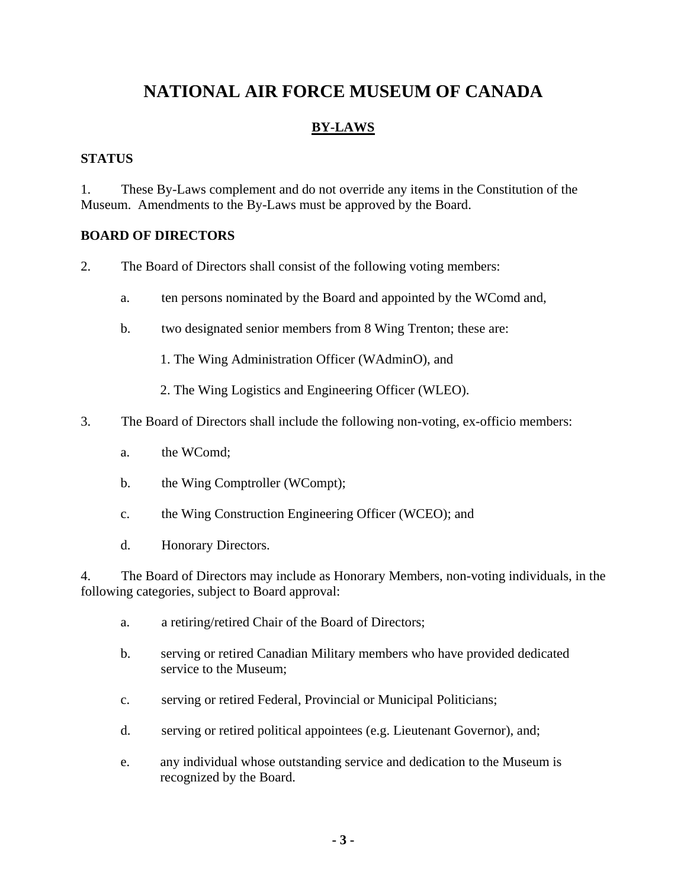# NATIONAL AIR FORCE MUSEUM OF CANADA

## BY-LAWS

### STATUS

1. These By-Laws complement and do not override any items in the Constitution of the Museum. Amendments to the By-Laws must be approved by the Board.

### BOARD OF DIRECTORS

2. The Board of Directors shall consist of the following voting members:

   a. ten persons nominated by the Board and appointed by the WComd and,

   b. two designated senior members from 8 Wing Trenton; these are:

      1. The Wing Administration Officer (WAdminO), and

      2. The Wing Logistics and Engineering Officer (WLEO).

3. The Board of Directors shall include the following non-voting, ex-officio members:

   a. the WComd;

   b. the Wing Comptroller (WCompt);

   c. the Wing Construction Engineering Officer (WCEO); and

   d. Honorary Directors.

4. The Board of Directors may include as Honorary Members, non-voting individuals, in the following categories, subject to Board approval:

   a. a retiring/retired Chair of the Board of Directors;

   b. serving or retired Canadian Military members who have provided dedicated service to the Museum;

   c. serving or retired Federal, Provincial or Municipal Politicians;

   d. serving or retired political appointees (e.g. Lieutenant Governor), and;

   e. any individual whose outstanding service and dedication to the Museum is recognized by the Board.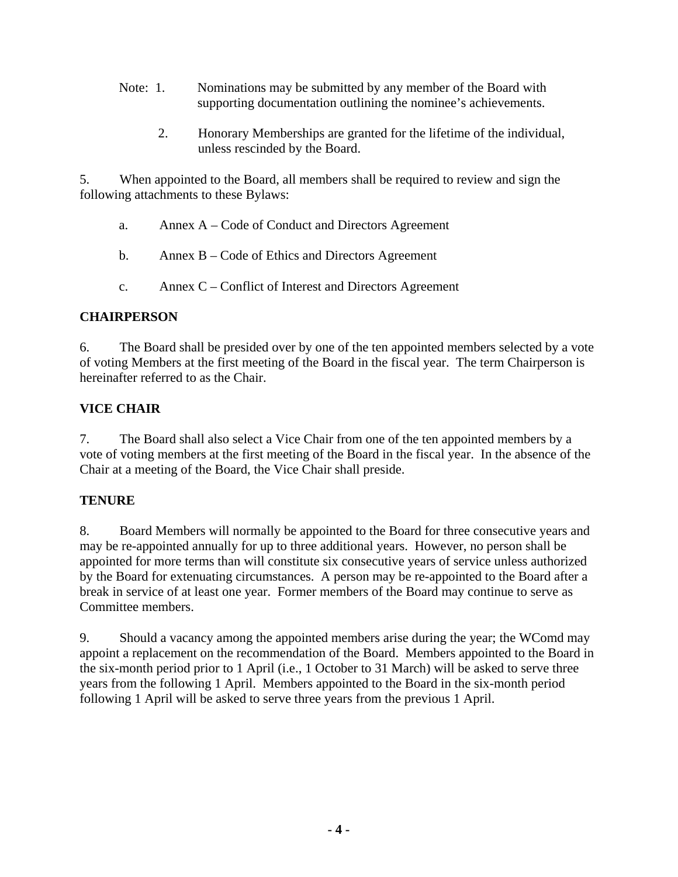Note: 1. Nominations may be submitted by any member of the Board with supporting documentation outlining the nominee's achievements.

2. Honorary Memberships are granted for the lifetime of the individual, unless rescinded by the Board.

5. When appointed to the Board, all members shall be required to review and sign the following attachments to these Bylaws:

a. Annex A – Code of Conduct and Directors Agreement

b. Annex B – Code of Ethics and Directors Agreement

c. Annex C – Conflict of Interest and Directors Agreement

**CHAIRPERSON**

6. The Board shall be presided over by one of the ten appointed members selected by a vote of voting Members at the first meeting of the Board in the fiscal year. The term Chairperson is hereinafter referred to as the Chair.

**VICE CHAIR**

7. The Board shall also select a Vice Chair from one of the ten appointed members by a vote of voting members at the first meeting of the Board in the fiscal year. In the absence of the Chair at a meeting of the Board, the Vice Chair shall preside.

**TENURE**

8. Board Members will normally be appointed to the Board for three consecutive years and may be re-appointed annually for up to three additional years. However, no person shall be appointed for more terms than will constitute six consecutive years of service unless authorized by the Board for extenuating circumstances. A person may be re-appointed to the Board after a break in service of at least one year. Former members of the Board may continue to serve as Committee members.

9. Should a vacancy among the appointed members arise during the year; the WComd may appoint a replacement on the recommendation of the Board. Members appointed to the Board in the six-month period prior to 1 April (i.e., 1 October to 31 March) will be asked to serve three years from the following 1 April. Members appointed to the Board in the six-month period following 1 April will be asked to serve three years from the previous 1 April.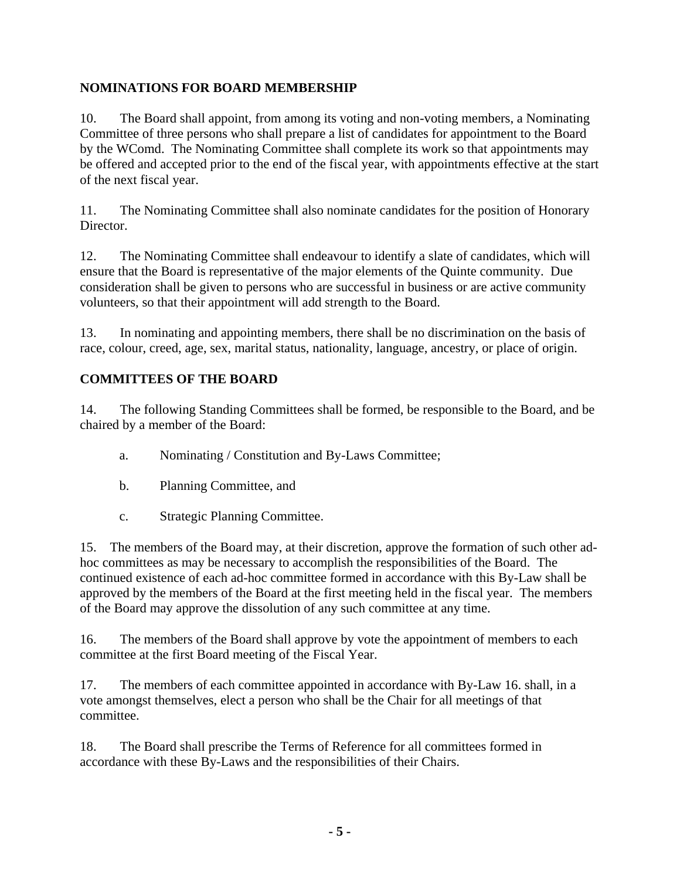## NOMINATIONS FOR BOARD MEMBERSHIP

10. The Board shall appoint, from among its voting and non-voting members, a Nominating Committee of three persons who shall prepare a list of candidates for appointment to the Board by the WComd. The Nominating Committee shall complete its work so that appointments may be offered and accepted prior to the end of the fiscal year, with appointments effective at the start of the next fiscal year.

11. The Nominating Committee shall also nominate candidates for the position of Honorary Director.

12. The Nominating Committee shall endeavour to identify a slate of candidates, which will ensure that the Board is representative of the major elements of the Quinte community. Due consideration shall be given to persons who are successful in business or are active community volunteers, so that their appointment will add strength to the Board.

13. In nominating and appointing members, there shall be no discrimination on the basis of race, colour, creed, age, sex, marital status, nationality, language, ancestry, or place of origin.

## COMMITTEES OF THE BOARD

14. The following Standing Committees shall be formed, be responsible to the Board, and be chaired by a member of the Board:

   a. Nominating / Constitution and By-Laws Committee;

   b. Planning Committee, and

   c. Strategic Planning Committee.

15. The members of the Board may, at their discretion, approve the formation of such other ad-hoc committees as may be necessary to accomplish the responsibilities of the Board. The continued existence of each ad-hoc committee formed in accordance with this By-Law shall be approved by the members of the Board at the first meeting held in the fiscal year. The members of the Board may approve the dissolution of any such committee at any time.

16. The members of the Board shall approve by vote the appointment of members to each committee at the first Board meeting of the Fiscal Year.

17. The members of each committee appointed in accordance with By-Law 16. shall, in a vote amongst themselves, elect a person who shall be the Chair for all meetings of that committee.

18. The Board shall prescribe the Terms of Reference for all committees formed in accordance with these By-Laws and the responsibilities of their Chairs.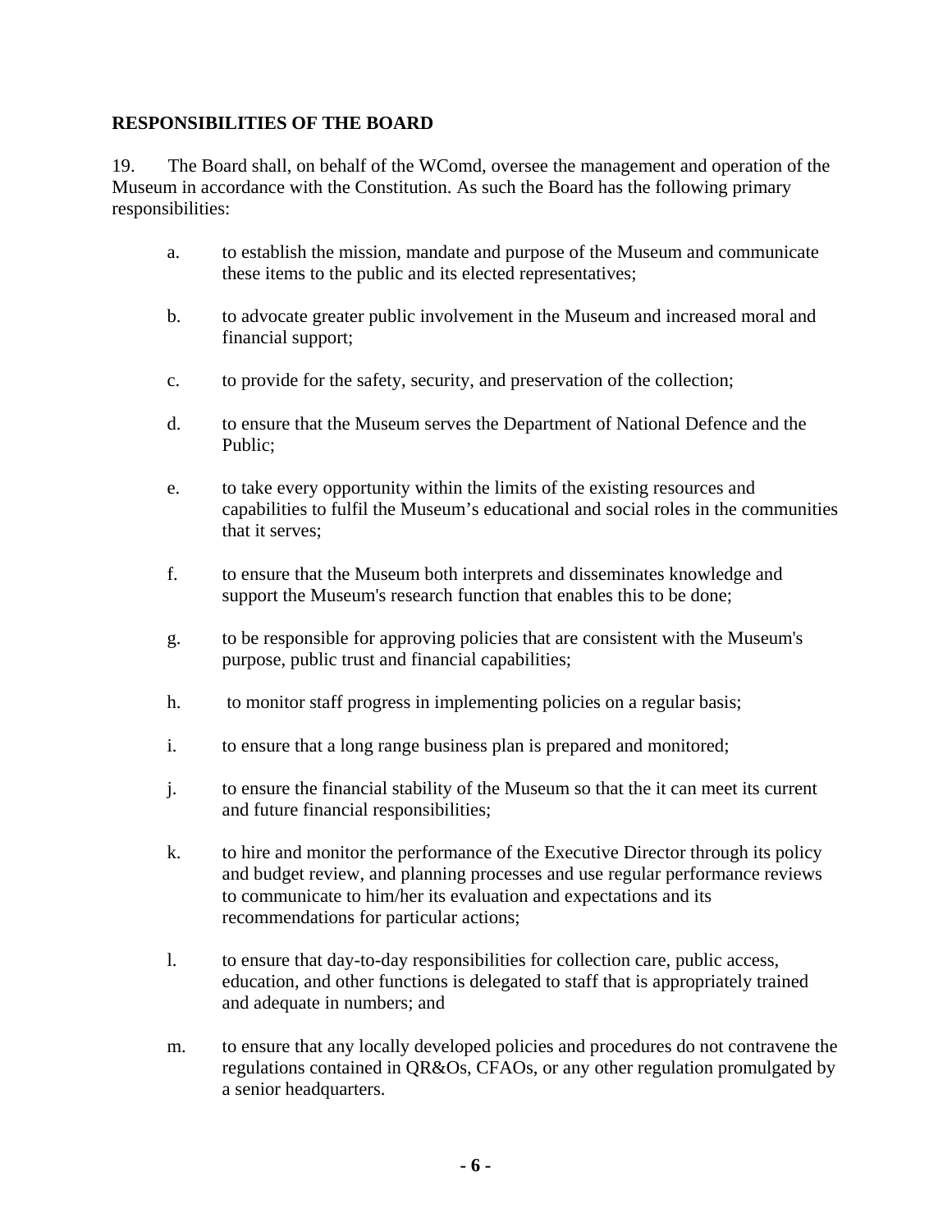## RESPONSIBILITIES OF THE BOARD

19. The Board shall, on behalf of the WComd, oversee the management and operation of the Museum in accordance with the Constitution. As such the Board has the following primary responsibilities:

a. to establish the mission, mandate and purpose of the Museum and communicate these items to the public and its elected representatives;

b. to advocate greater public involvement in the Museum and increased moral and financial support;

c. to provide for the safety, security, and preservation of the collection;

d. to ensure that the Museum serves the Department of National Defence and the Public;

e. to take every opportunity within the limits of the existing resources and capabilities to fulfil the Museum's educational and social roles in the communities that it serves;

f. to ensure that the Museum both interprets and disseminates knowledge and support the Museum's research function that enables this to be done;

g. to be responsible for approving policies that are consistent with the Museum's purpose, public trust and financial capabilities;

h. to monitor staff progress in implementing policies on a regular basis;

i. to ensure that a long range business plan is prepared and monitored;

j. to ensure the financial stability of the Museum so that the it can meet its current and future financial responsibilities;

k. to hire and monitor the performance of the Executive Director through its policy and budget review, and planning processes and use regular performance reviews to communicate to him/her its evaluation and expectations and its recommendations for particular actions;

l. to ensure that day-to-day responsibilities for collection care, public access, education, and other functions is delegated to staff that is appropriately trained and adequate in numbers; and

m. to ensure that any locally developed policies and procedures do not contravene the regulations contained in QR&Os, CFAOs, or any other regulation promulgated by a senior headquarters.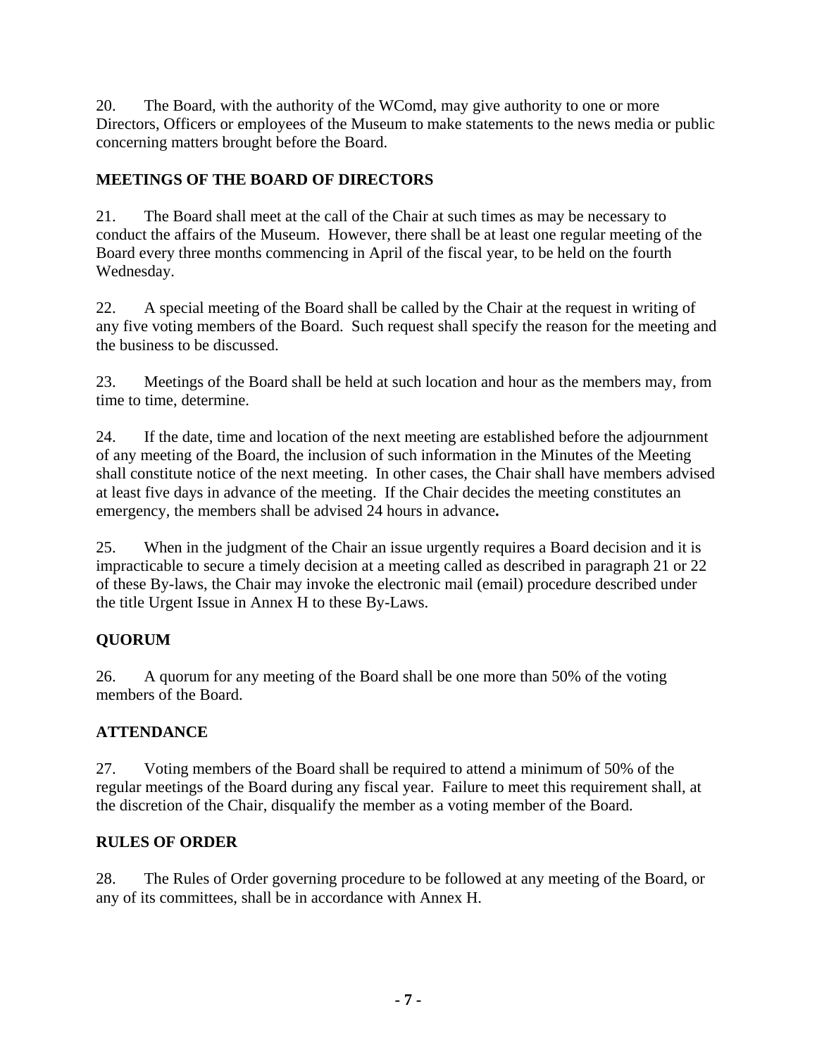20. The Board, with the authority of the WComd, may give authority to one or more Directors, Officers or employees of the Museum to make statements to the news media or public concerning matters brought before the Board.

## MEETINGS OF THE BOARD OF DIRECTORS

21. The Board shall meet at the call of the Chair at such times as may be necessary to conduct the affairs of the Museum. However, there shall be at least one regular meeting of the Board every three months commencing in April of the fiscal year, to be held on the fourth Wednesday.

22. A special meeting of the Board shall be called by the Chair at the request in writing of any five voting members of the Board. Such request shall specify the reason for the meeting and the business to be discussed.

23. Meetings of the Board shall be held at such location and hour as the members may, from time to time, determine.

24. If the date, time and location of the next meeting are established before the adjournment of any meeting of the Board, the inclusion of such information in the Minutes of the Meeting shall constitute notice of the next meeting. In other cases, the Chair shall have members advised at least five days in advance of the meeting. If the Chair decides the meeting constitutes an emergency, the members shall be advised 24 hours in advance.

25. When in the judgment of the Chair an issue urgently requires a Board decision and it is impracticable to secure a timely decision at a meeting called as described in paragraph 21 or 22 of these By-laws, the Chair may invoke the electronic mail (email) procedure described under the title Urgent Issue in Annex H to these By-Laws.

## QUORUM

26. A quorum for any meeting of the Board shall be one more than 50% of the voting members of the Board.

## ATTENDANCE

27. Voting members of the Board shall be required to attend a minimum of 50% of the regular meetings of the Board during any fiscal year. Failure to meet this requirement shall, at the discretion of the Chair, disqualify the member as a voting member of the Board.

## RULES OF ORDER

28. The Rules of Order governing procedure to be followed at any meeting of the Board, or any of its committees, shall be in accordance with Annex H.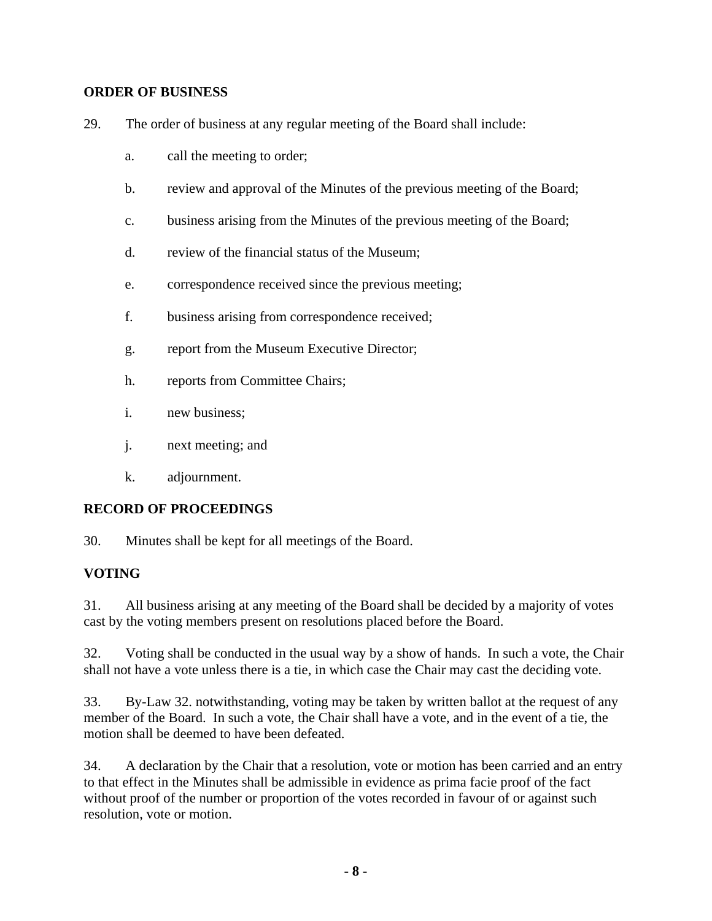## ORDER OF BUSINESS

29. The order of business at any regular meeting of the Board shall include:

   a. call the meeting to order;

   b. review and approval of the Minutes of the previous meeting of the Board;

   c. business arising from the Minutes of the previous meeting of the Board;

   d. review of the financial status of the Museum;

   e. correspondence received since the previous meeting;

   f. business arising from correspondence received;

   g. report from the Museum Executive Director;

   h. reports from Committee Chairs;

   i. new business;

   j. next meeting; and

   k. adjournment.

## RECORD OF PROCEEDINGS

30. Minutes shall be kept for all meetings of the Board.

## VOTING

31. All business arising at any meeting of the Board shall be decided by a majority of votes cast by the voting members present on resolutions placed before the Board.

32. Voting shall be conducted in the usual way by a show of hands. In such a vote, the Chair shall not have a vote unless there is a tie, in which case the Chair may cast the deciding vote.

33. By-Law 32. notwithstanding, voting may be taken by written ballot at the request of any member of the Board. In such a vote, the Chair shall have a vote, and in the event of a tie, the motion shall be deemed to have been defeated.

34. A declaration by the Chair that a resolution, vote or motion has been carried and an entry to that effect in the Minutes shall be admissible in evidence as prima facie proof of the fact without proof of the number or proportion of the votes recorded in favour of or against such resolution, vote or motion.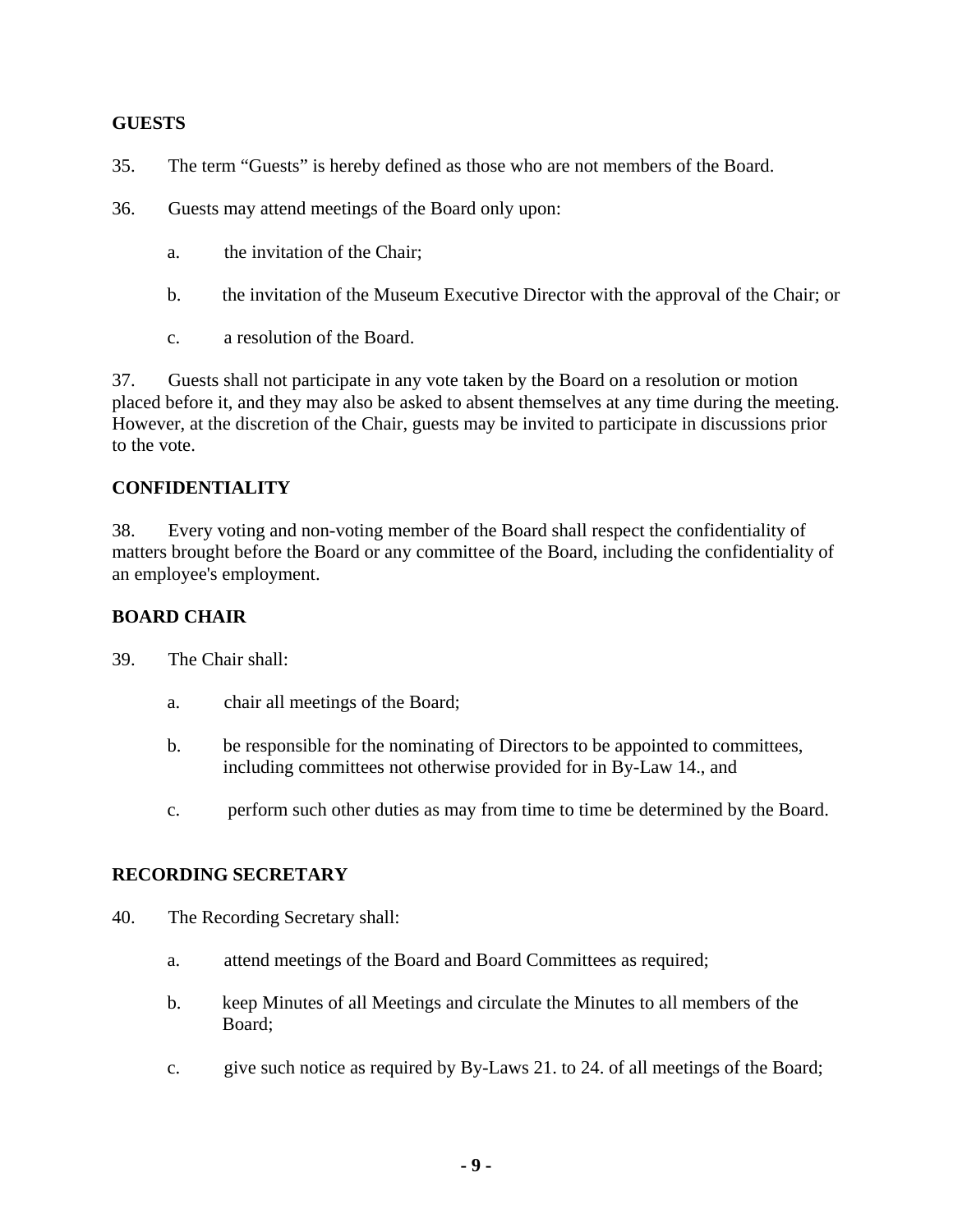**GUESTS**

35. The term "Guests" is hereby defined as those who are not members of the Board.

36. Guests may attend meetings of the Board only upon:

   a. the invitation of the Chair;

   b. the invitation of the Museum Executive Director with the approval of the Chair; or

   c. a resolution of the Board.

37. Guests shall not participate in any vote taken by the Board on a resolution or motion placed before it, and they may also be asked to absent themselves at any time during the meeting. However, at the discretion of the Chair, guests may be invited to participate in discussions prior to the vote.

**CONFIDENTIALITY**

38. Every voting and non-voting member of the Board shall respect the confidentiality of matters brought before the Board or any committee of the Board, including the confidentiality of an employee's employment.

**BOARD CHAIR**

39. The Chair shall:

   a. chair all meetings of the Board;

   b. be responsible for the nominating of Directors to be appointed to committees, including committees not otherwise provided for in By-Law 14., and

   c. perform such other duties as may from time to time be determined by the Board.

**RECORDING SECRETARY**

40. The Recording Secretary shall:

   a. attend meetings of the Board and Board Committees as required;

   b. keep Minutes of all Meetings and circulate the Minutes to all members of the Board;

   c. give such notice as required by By-Laws 21. to 24. of all meetings of the Board;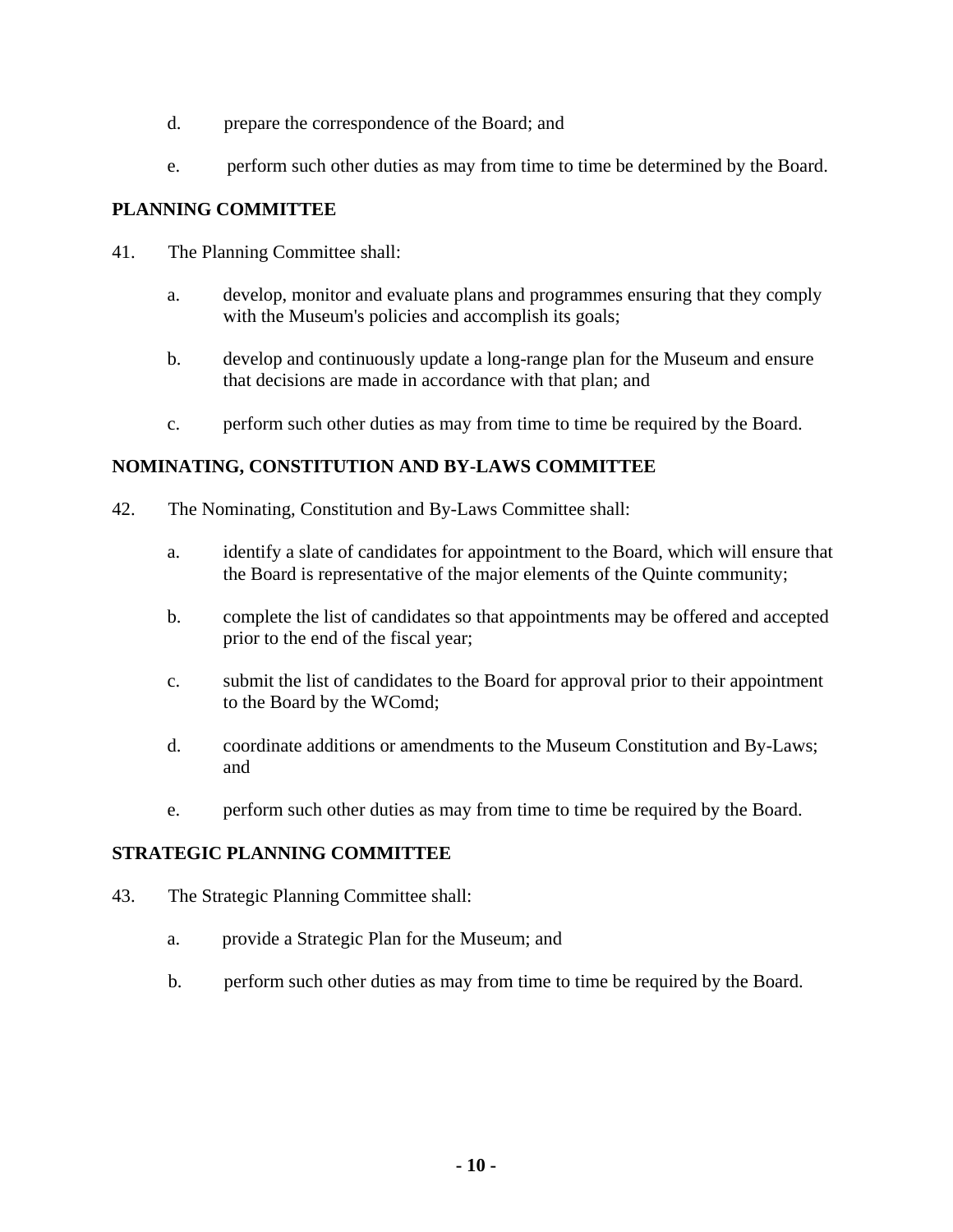d. prepare the correspondence of the Board; and

e. perform such other duties as may from time to time be determined by the Board.

**PLANNING COMMITTEE**

41. The Planning Committee shall:

   a. develop, monitor and evaluate plans and programmes ensuring that they comply with the Museum's policies and accomplish its goals;

   b. develop and continuously update a long-range plan for the Museum and ensure that decisions are made in accordance with that plan; and

   c. perform such other duties as may from time to time be required by the Board.

**NOMINATING, CONSTITUTION AND BY-LAWS COMMITTEE**

42. The Nominating, Constitution and By-Laws Committee shall:

   a. identify a slate of candidates for appointment to the Board, which will ensure that the Board is representative of the major elements of the Quinte community;

   b. complete the list of candidates so that appointments may be offered and accepted prior to the end of the fiscal year;

   c. submit the list of candidates to the Board for approval prior to their appointment to the Board by the WComd;

   d. coordinate additions or amendments to the Museum Constitution and By-Laws; and

   e. perform such other duties as may from time to time be required by the Board.

**STRATEGIC PLANNING COMMITTEE**

43. The Strategic Planning Committee shall:

   a. provide a Strategic Plan for the Museum; and

   b. perform such other duties as may from time to time be required by the Board.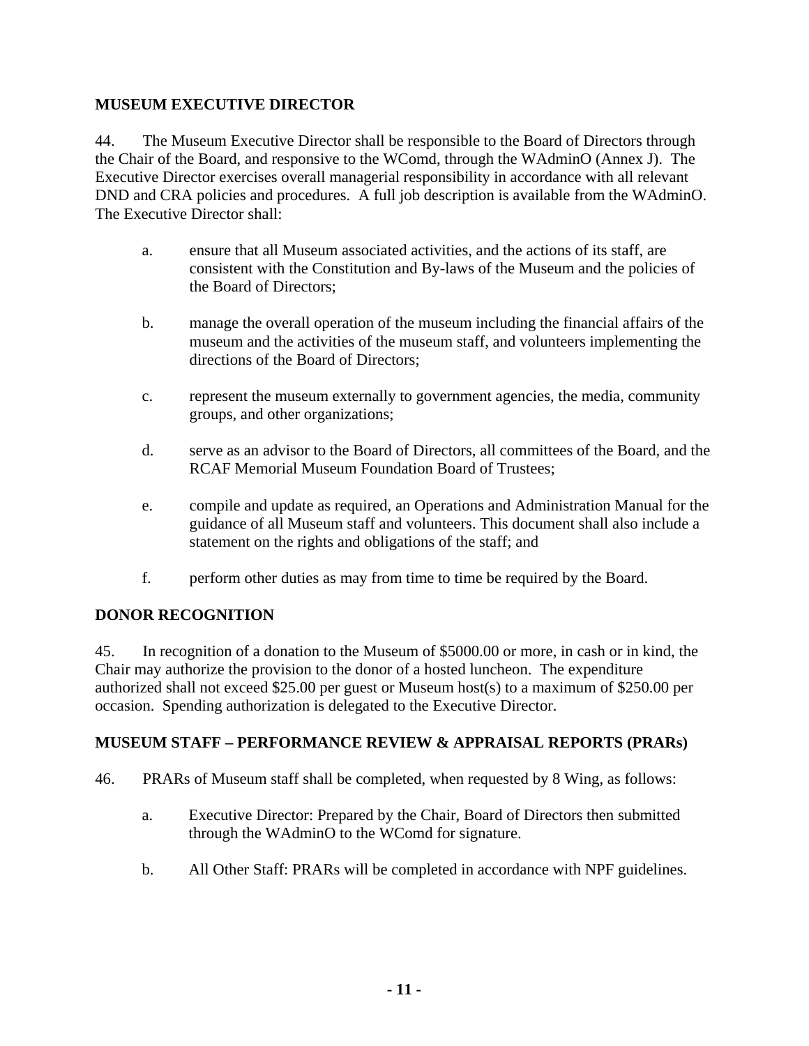## MUSEUM EXECUTIVE DIRECTOR

44. The Museum Executive Director shall be responsible to the Board of Directors through the Chair of the Board, and responsive to the WComd, through the WAdminO (Annex J). The Executive Director exercises overall managerial responsibility in accordance with all relevant DND and CRA policies and procedures. A full job description is available from the WAdminO. The Executive Director shall:

a. ensure that all Museum associated activities, and the actions of its staff, are consistent with the Constitution and By-laws of the Museum and the policies of the Board of Directors;

b. manage the overall operation of the museum including the financial affairs of the museum and the activities of the museum staff, and volunteers implementing the directions of the Board of Directors;

c. represent the museum externally to government agencies, the media, community groups, and other organizations;

d. serve as an advisor to the Board of Directors, all committees of the Board, and the RCAF Memorial Museum Foundation Board of Trustees;

e. compile and update as required, an Operations and Administration Manual for the guidance of all Museum staff and volunteers. This document shall also include a statement on the rights and obligations of the staff; and

f. perform other duties as may from time to time be required by the Board.

## DONOR RECOGNITION

45. In recognition of a donation to the Museum of $5000.00 or more, in cash or in kind, the Chair may authorize the provision to the donor of a hosted luncheon. The expenditure authorized shall not exceed $25.00 per guest or Museum host(s) to a maximum of $250.00 per occasion. Spending authorization is delegated to the Executive Director.

## MUSEUM STAFF – PERFORMANCE REVIEW & APPRAISAL REPORTS (PRARs)

46. PRARs of Museum staff shall be completed, when requested by 8 Wing, as follows:

a. Executive Director: Prepared by the Chair, Board of Directors then submitted through the WAdminO to the WComd for signature.

b. All Other Staff: PRARs will be completed in accordance with NPF guidelines.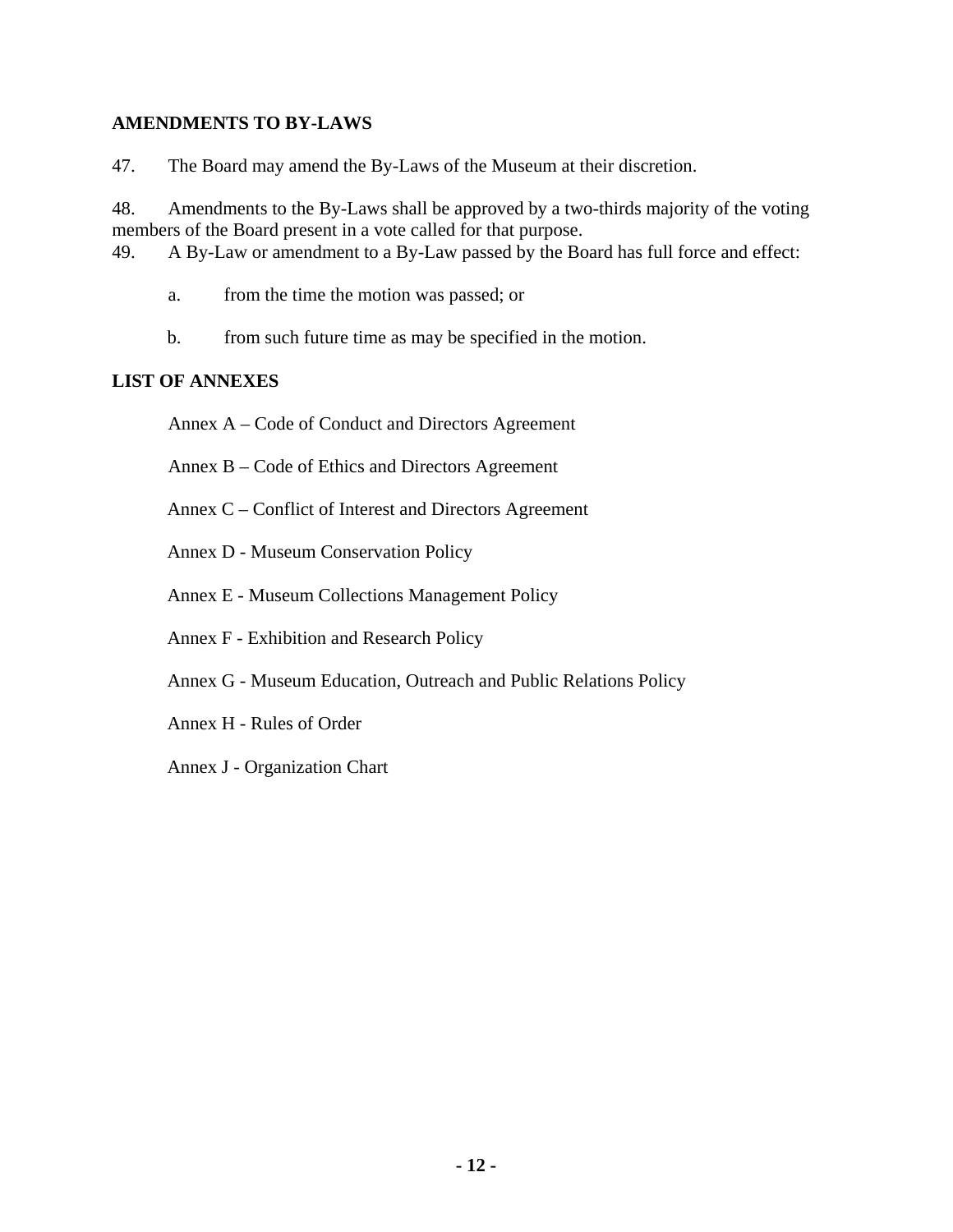**AMENDMENTS TO BY-LAWS**

47. The Board may amend the By-Laws of the Museum at their discretion.

48. Amendments to the By-Laws shall be approved by a two-thirds majority of the voting members of the Board present in a vote called for that purpose.

49. A By-Law or amendment to a By-Law passed by the Board has full force and effect:

   a. from the time the motion was passed; or

   b. from such future time as may be specified in the motion.

**LIST OF ANNEXES**

Annex A – Code of Conduct and Directors Agreement

Annex B – Code of Ethics and Directors Agreement

Annex C – Conflict of Interest and Directors Agreement

Annex D - Museum Conservation Policy

Annex E - Museum Collections Management Policy

Annex F - Exhibition and Research Policy

Annex G - Museum Education, Outreach and Public Relations Policy

Annex H - Rules of Order

Annex J - Organization Chart